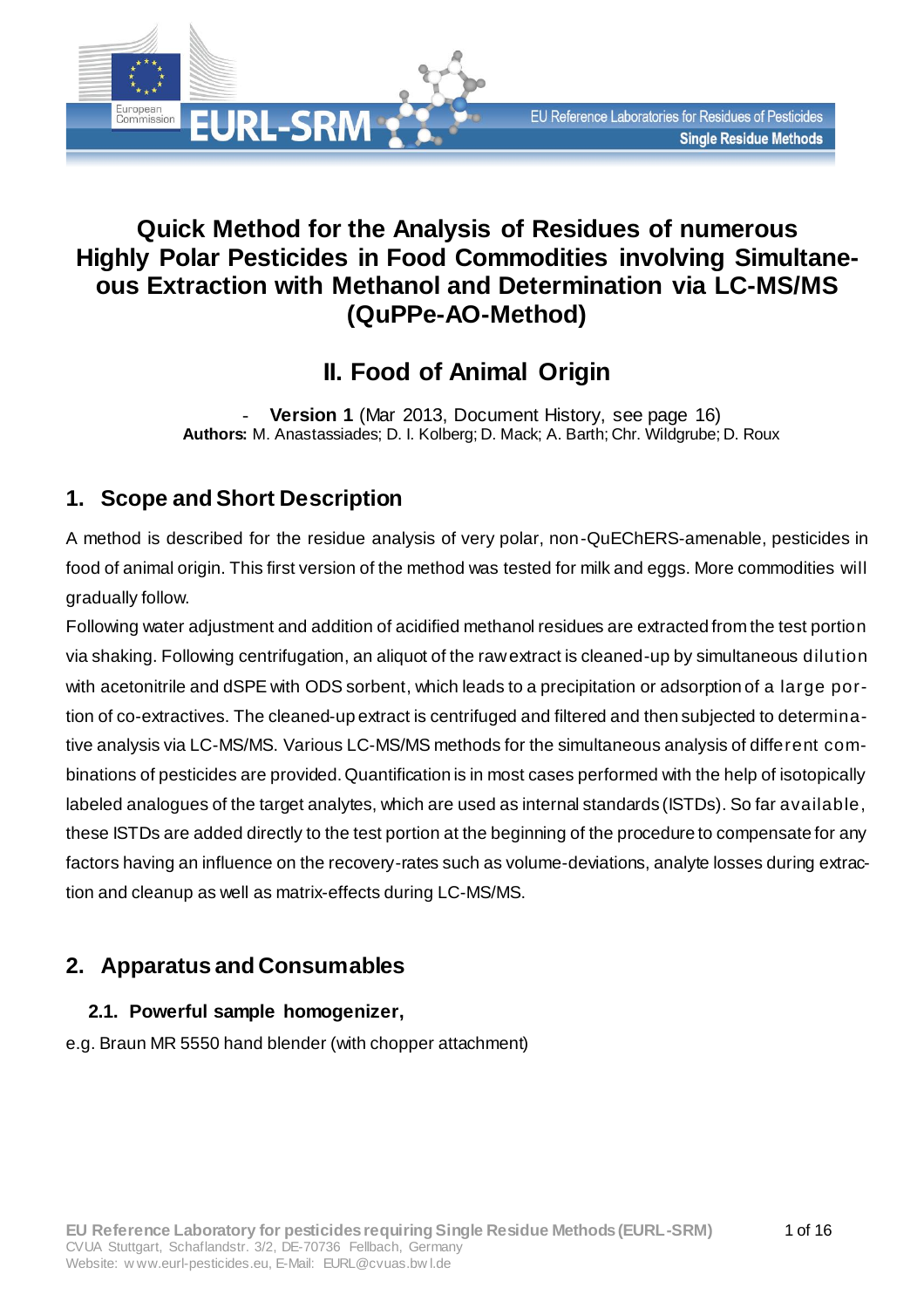# Quick Method for the Analysis of Residues of numerous Highly Polar Pesticides in Food Commodities involving Simultaneous Extraction with Methanol and Determination via LC-MS/MS (QuPPe-AO-Method)

## II. Food of Animal Origin

- **Version 1** (Mar 2013, Document History, see page 16)

**Authors:** M. Anastassiades; D. I. Kolberg; D. Mack; A. Barth; Chr. Wildgrube; D. Roux

## 1. Scope and Short Description

A method is described for the residue analysis of very polar, non-QuEChERS-amenable, pesticides in food of animal origin. This first version of the method was tested for milk and eggs. More commodities will gradually follow.

Following water adjustment and addition of acidified methanol residues are extracted from the test portion via shaking. Following centrifugation, an aliquot of the raw extract is cleaned-up by simultaneous dilution with acetonitrile and dSPE with ODS sorbent, which leads to a precipitation or adsorption of a large portion of co-extractives. The cleaned-up extract is centrifuged and filtered and then subjected to determinative analysis via LC-MS/MS. Various LC-MS/MS methods for the simultaneous analysis of different combinations of pesticides are provided. Quantification is in most cases performed with the help of isotopically labeled analogues of the target analytes, which are used as internal standards (ISTDs). So far available, these ISTDs are added directly to the test portion at the beginning of the procedure to compensate for any factors having an influence on the recovery-rates such as volume-deviations, analyte losses during extraction and cleanup as well as matrix-effects during LC-MS/MS.

## 2. Apparatus and Consumables

### 2.1. Powerful sample homogenizer,

e.g. Braun MR 5550 hand blender (with chopper attachment)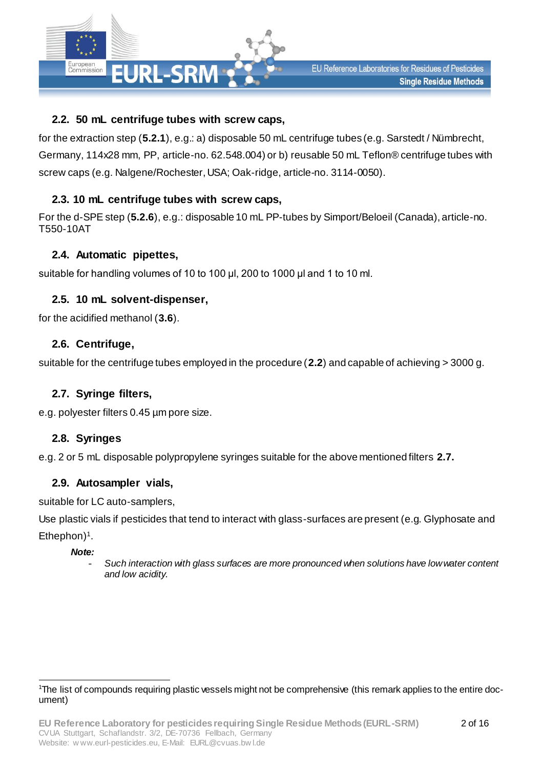### 2.2. 50 mL centrifuge tubes with screw caps,

for the extraction step (**5.2.1**), e.g.: a) disposable 50 mL centrifuge tubes (e.g. Sarstedt / Nümbrecht, Germany, 114x28 mm, PP, article-no. 62.548.004) or b) reusable 50 mL Teflon® centrifuge tubes with screw caps (e.g. Nalgene/Rochester, USA; Oak-ridge, article-no. 3114-0050).

### 2.3. 10 mL centrifuge tubes with screw caps,

For the d-SPE step (**5.2.6**), e.g.: disposable 10 mL PP-tubes by Simport/Beloeil (Canada), article-no. T550-10AT

### 2.4. Automatic pipettes,

suitable for handling volumes of 10 to 100 µl, 200 to 1000 µl and 1 to 10 ml.

### 2.5. 10 mL solvent-dispenser,

for the acidified methanol (**3.6**).

### 2.6. Centrifuge,

suitable for the centrifuge tubes employed in the procedure (**2.2**) and capable of achieving > 3000 g.

### 2.7. Syringe filters,

e.g. polyester filters 0.45 µm pore size.

### 2.8. Syringes

e.g. 2 or 5 mL disposable polypropylene syringes suitable for the above mentioned filters **2.7.**

### 2.9. Autosampler vials,

suitable for LC auto-samplers,

Use plastic vials if pesticides that tend to interact with glass-surfaces are present (e.g. Glyphosate and Ethephon)[1].

***Note:***

- *Such interaction with glass surfaces are more pronounced when solutions have low water content and low acidity.*

---

[1]The list of compounds requiring plastic vessels might not be comprehensive (this remark applies to the entire document)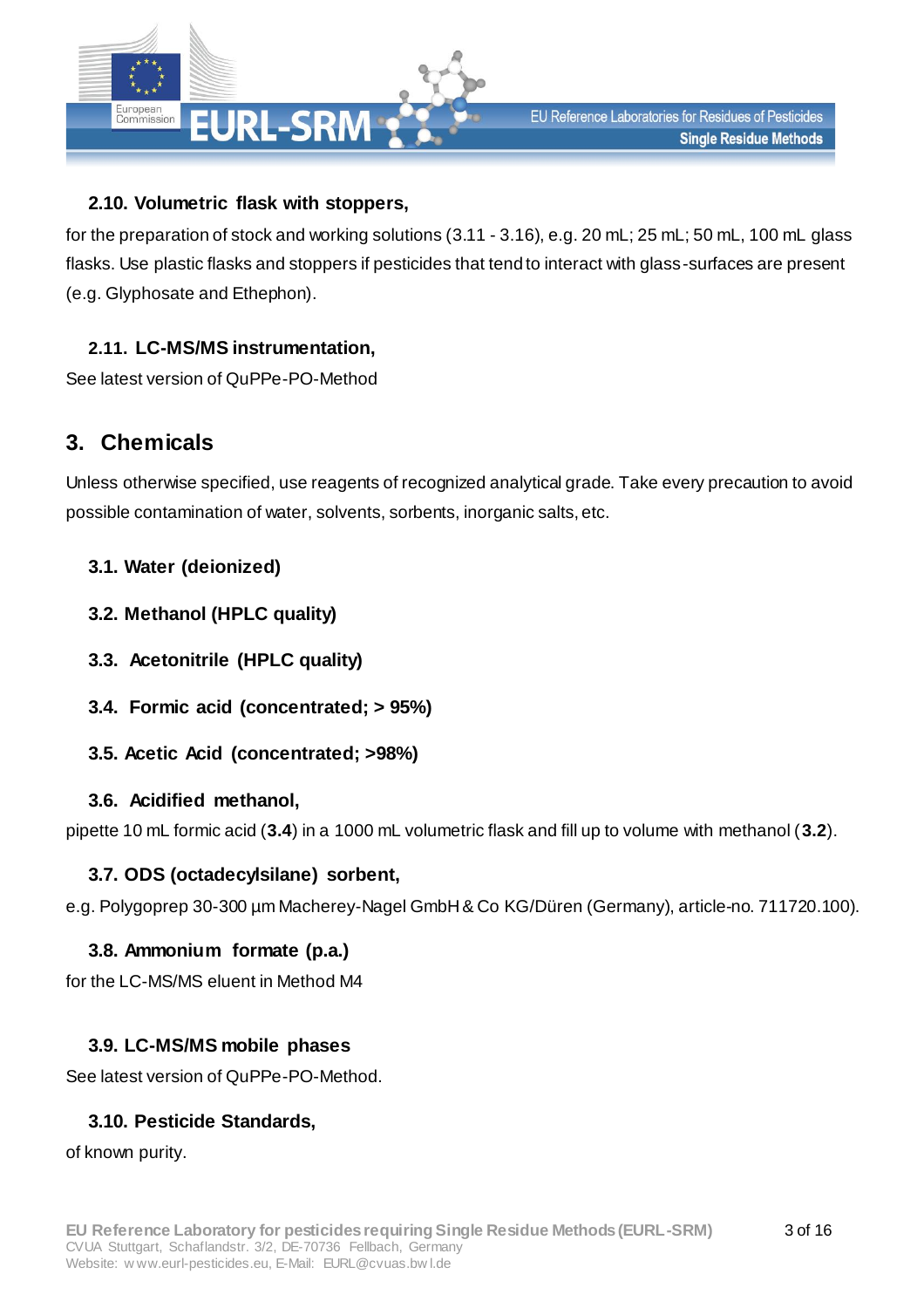### 2.10. Volumetric flask with stoppers,

for the preparation of stock and working solutions (3.11 - 3.16), e.g. 20 mL; 25 mL; 50 mL, 100 mL glass flasks. Use plastic flasks and stoppers if pesticides that tend to interact with glass-surfaces are present (e.g. Glyphosate and Ethephon).

### 2.11. LC-MS/MS instrumentation,

See latest version of QuPPe-PO-Method

## 3. Chemicals

Unless otherwise specified, use reagents of recognized analytical grade. Take every precaution to avoid possible contamination of water, solvents, sorbents, inorganic salts, etc.

### 3.1. Water (deionized)

### 3.2. Methanol (HPLC quality)

### 3.3. Acetonitrile (HPLC quality)

### 3.4. Formic acid (concentrated; > 95%)

### 3.5. Acetic Acid (concentrated; >98%)

### 3.6. Acidified methanol,

pipette 10 mL formic acid (**3.4**) in a 1000 mL volumetric flask and fill up to volume with methanol (**3.2**).

### 3.7. ODS (octadecylsilane) sorbent,

e.g. Polygoprep 30-300 µm Macherey-Nagel GmbH & Co KG/Düren (Germany), article-no. 711720.100).

### 3.8. Ammonium formate (p.a.)

for the LC-MS/MS eluent in Method M4

### 3.9. LC-MS/MS mobile phases

See latest version of QuPPe-PO-Method.

### 3.10. Pesticide Standards,

of known purity.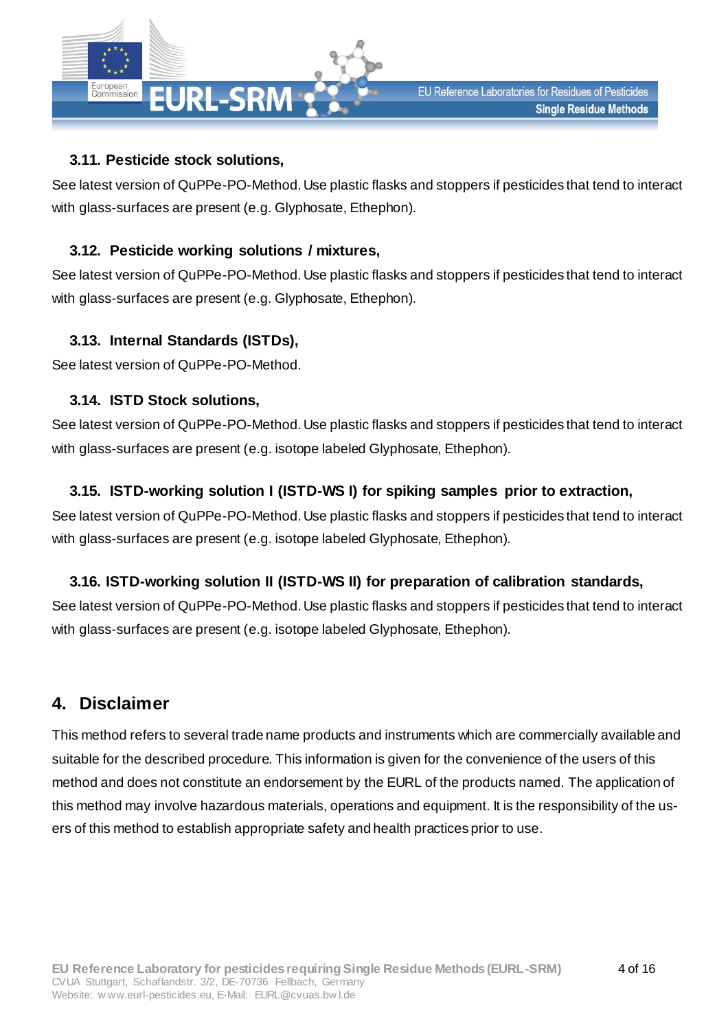### 3.11. Pesticide stock solutions,

See latest version of QuPPe-PO-Method. Use plastic flasks and stoppers if pesticides that tend to interact with glass-surfaces are present (e.g. Glyphosate, Ethephon).

### 3.12. Pesticide working solutions / mixtures,

See latest version of QuPPe-PO-Method. Use plastic flasks and stoppers if pesticides that tend to interact with glass-surfaces are present (e.g. Glyphosate, Ethephon).

### 3.13. Internal Standards (ISTDs),

See latest version of QuPPe-PO-Method.

### 3.14. ISTD Stock solutions,

See latest version of QuPPe-PO-Method. Use plastic flasks and stoppers if pesticides that tend to interact with glass-surfaces are present (e.g. isotope labeled Glyphosate, Ethephon).

### 3.15. ISTD-working solution I (ISTD-WS I) for spiking samples prior to extraction,

See latest version of QuPPe-PO-Method. Use plastic flasks and stoppers if pesticides that tend to interact with glass-surfaces are present (e.g. isotope labeled Glyphosate, Ethephon).

### 3.16. ISTD-working solution II (ISTD-WS II) for preparation of calibration standards,

See latest version of QuPPe-PO-Method. Use plastic flasks and stoppers if pesticides that tend to interact with glass-surfaces are present (e.g. isotope labeled Glyphosate, Ethephon).

## 4. Disclaimer

This method refers to several trade name products and instruments which are commercially available and suitable for the described procedure. This information is given for the convenience of the users of this method and does not constitute an endorsement by the EURL of the products named. The application of this method may involve hazardous materials, operations and equipment. It is the responsibility of the users of this method to establish appropriate safety and health practices prior to use.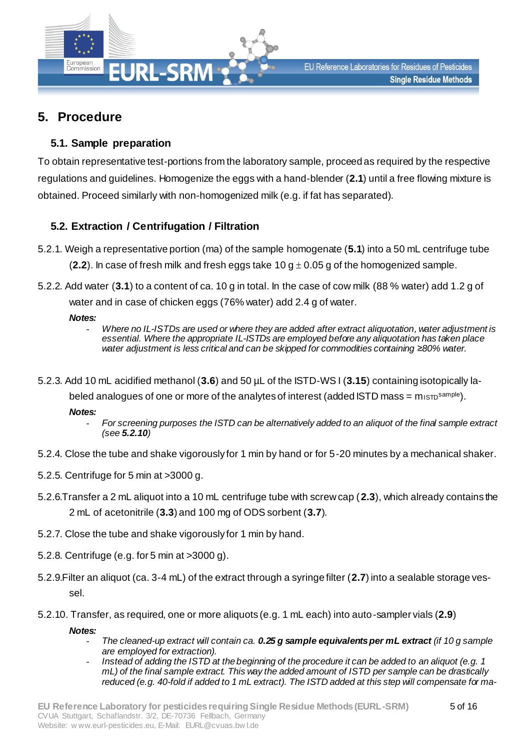# 5. Procedure

## 5.1. Sample preparation

To obtain representative test-portions from the laboratory sample, proceed as required by the respective regulations and guidelines. Homogenize the eggs with a hand-blender (**2.1**) until a free flowing mixture is obtained. Proceed similarly with non-homogenized milk (e.g. if fat has separated).

## 5.2. Extraction / Centrifugation / Filtration

5.2.1. Weigh a representative portion (ma) of the sample homogenate (**5.1**) into a 50 mL centrifuge tube (**2.2**). In case of fresh milk and fresh eggs take 10 g $\pm$ 0.05 g of the homogenized sample.

5.2.2. Add water (**3.1**) to a content of ca. 10 g in total. In the case of cow milk (88 % water) add 1.2 g of water and in case of chicken eggs (76% water) add 2.4 g of water.

***Notes:***

- *Where no IL-ISTDs are used or where they are added after extract aliquotation, water adjustment is essential. Where the appropriate IL-ISTDs are employed before any aliquotation has taken place water adjustment is less critical and can be skipped for commodities containing ≥80% water.*

5.2.3. Add 10 mL acidified methanol (**3.6**) and 50 µL of the ISTD-WS I (**3.15**) containing isotopically labeled analogues of one or more of the analytes of interest (added ISTD mass = $m_{ISTD}^{sample}$).

***Notes:***

- *For screening purposes the ISTD can be alternatively added to an aliquot of the final sample extract (see **5.2.10**)*

5.2.4. Close the tube and shake vigorously for 1 min by hand or for 5-20 minutes by a mechanical shaker.

5.2.5. Centrifuge for 5 min at >3000 g.

5.2.6. Transfer a 2 mL aliquot into a 10 mL centrifuge tube with screw cap (**2.3**), which already contains the 2 mL of acetonitrile (**3.3**) and 100 mg of ODS sorbent (**3.7**).

5.2.7. Close the tube and shake vigorously for 1 min by hand.

5.2.8. Centrifuge (e.g. for 5 min at >3000 g).

5.2.9. Filter an aliquot (ca. 3-4 mL) of the extract through a syringe filter (**2.7**) into a sealable storage vessel.

5.2.10. Transfer, as required, one or more aliquots (e.g. 1 mL each) into auto-sampler vials (**2.9**)

***Notes:***

- *The cleaned-up extract will contain ca. **0.25 g sample equivalents per mL extract** (if 10 g sample are employed for extraction).*
- *Instead of adding the ISTD at the beginning of the procedure it can be added to an aliquot (e.g. 1 mL) of the final sample extract. This way the added amount of ISTD per sample can be drastically reduced (e.g. 40-fold if added to 1 mL extract). The ISTD added at this step will compensate for ma-*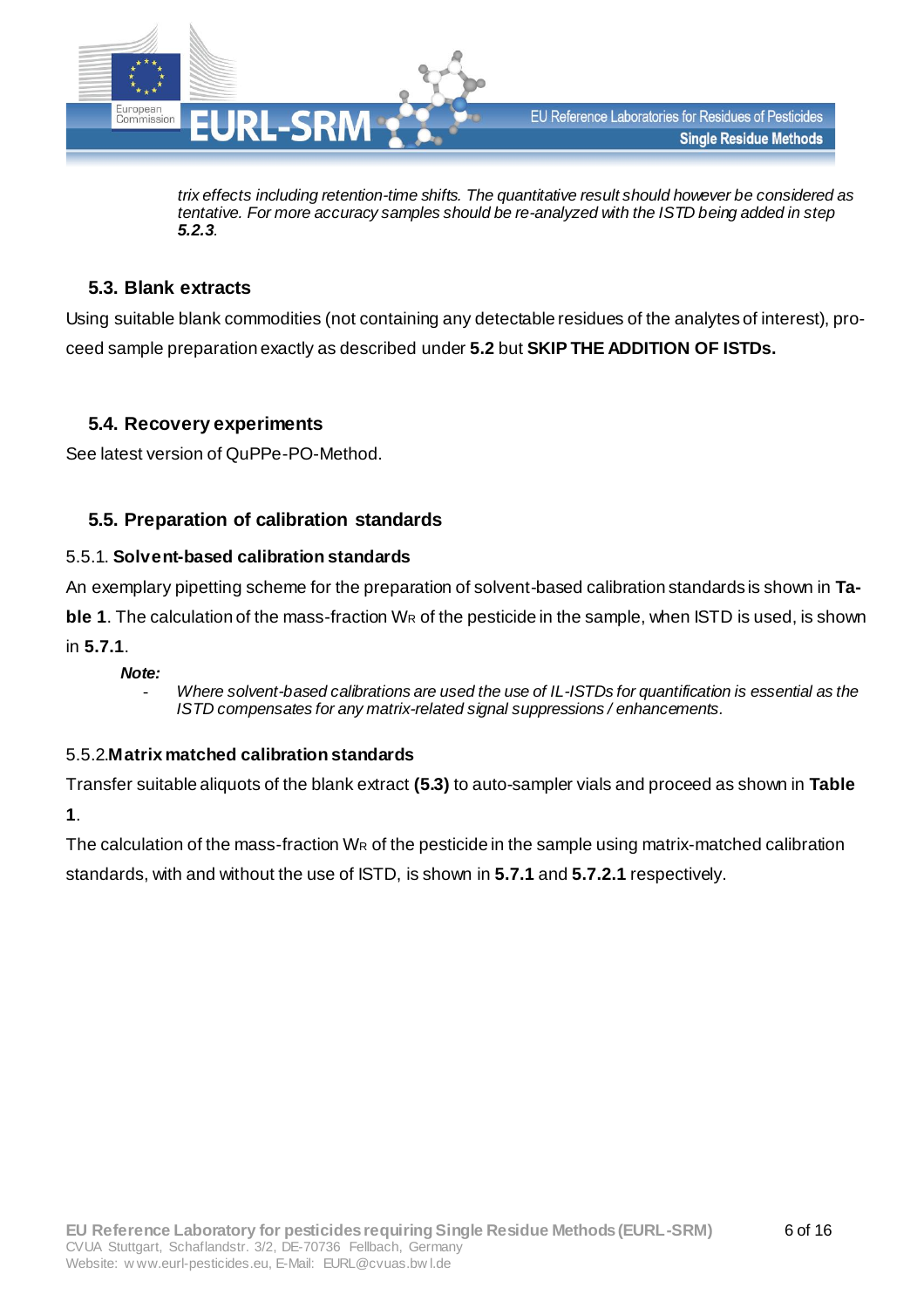*trix effects including retention-time shifts. The quantitative result should however be considered as tentative. For more accuracy samples should be re-analyzed with the ISTD being added in step **5.2.3**.*

### 5.3. Blank extracts

Using suitable blank commodities (not containing any detectable residues of the analytes of interest), proceed sample preparation exactly as described under **5.2** but **SKIP THE ADDITION OF ISTDs.**

### 5.4. Recovery experiments

See latest version of QuPPe-PO-Method.

### 5.5. Preparation of calibration standards

#### 5.5.1. Solvent-based calibration standards

An exemplary pipetting scheme for the preparation of solvent-based calibration standards is shown in **Table 1**. The calculation of the mass-fraction $W_R$ of the pesticide in the sample, when ISTD is used, is shown in **5.7.1**.

***Note:***

- *Where solvent-based calibrations are used the use of IL-ISTDs for quantification is essential as the ISTD compensates for any matrix-related signal suppressions / enhancements.*

#### 5.5.2. Matrix matched calibration standards

Transfer suitable aliquots of the blank extract **(5.3)** to auto-sampler vials and proceed as shown in **Table 1**.

The calculation of the mass-fraction $W_R$ of the pesticide in the sample using matrix-matched calibration standards, with and without the use of ISTD, is shown in **5.7.1** and **5.7.2.1** respectively.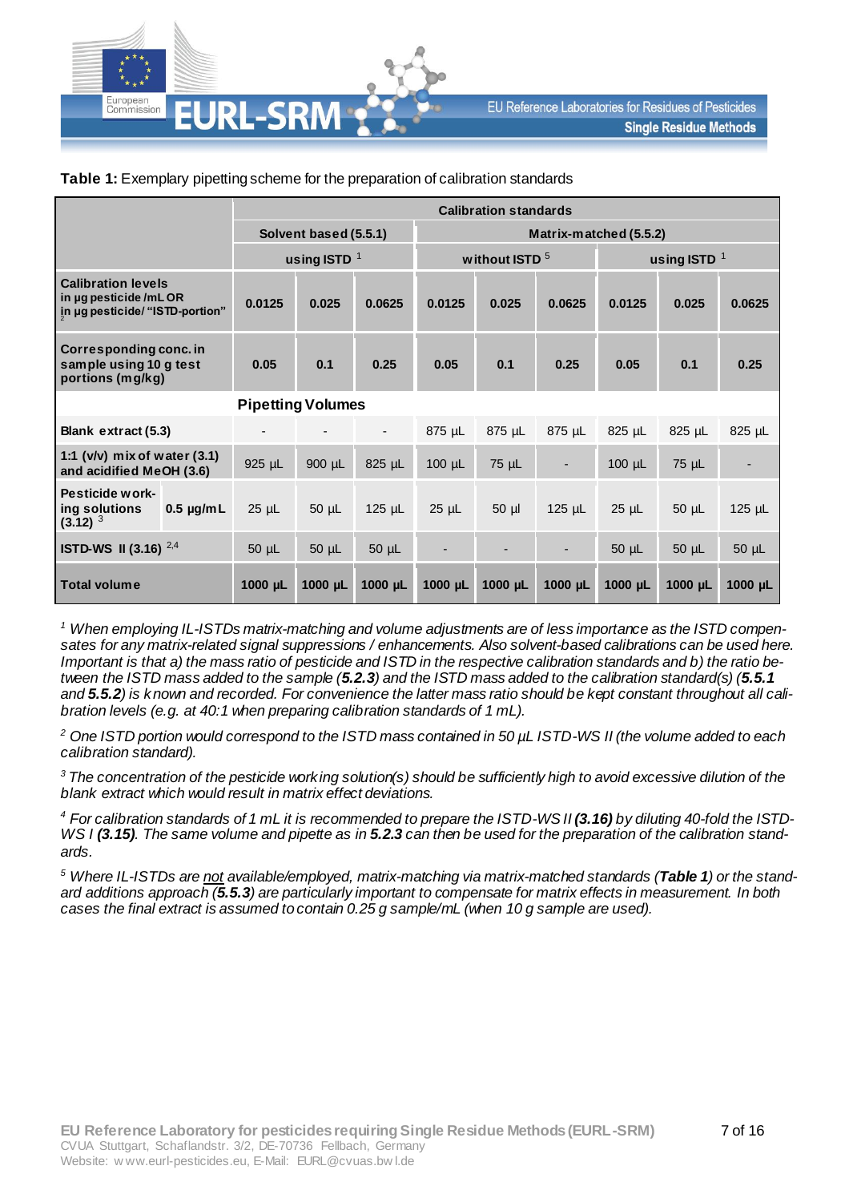**Table 1:** Exemplary pipetting scheme for the preparation of calibration standards

| | | Calibration standards | | | | | | | | |
|---|---|---|---|---|---|---|---|---|---|---|
| | | Solvent based (5.5.1) | | | Matrix-matched (5.5.2) | | | | | |
| | | using ISTD [1] | | | without ISTD [5] | | | using ISTD [1] | | |
| **Calibration levels** in µg pesticide /mL OR in µg pesticide/ "ISTD-portion" [2] | | 0.0125 | 0.025 | 0.0625 | 0.0125 | 0.025 | 0.0625 | 0.0125 | 0.025 | 0.0625 |
| **Corresponding conc. in sample using 10 g test portions (mg/kg)** | | 0.05 | 0.1 | 0.25 | 0.05 | 0.1 | 0.25 | 0.05 | 0.1 | 0.25 |
| | | **Pipetting Volumes** | | | | | | | | |
| **Blank extract (5.3)** | | - | - | - | 875 µL | 875 µL | 875 µL | 825 µL | 825 µL | 825 µL |
| **1:1 (v/v) mix of water (3.1) and acidified MeOH (3.6)** | | 925 µL | 900 µL | 825 µL | 100 µL | 75 µL | - | 100 µL | 75 µL | - |
| **Pesticide working solutions (3.12)** [3] | **0.5 µg/mL** | 25 µL | 50 µL | 125 µL | 25 µL | 50 µl | 125 µL | 25 µL | 50 µL | 125 µL |
| **ISTD-WS II (3.16)** [2,4] | | 50 µL | 50 µL | 50 µL | - | - | - | 50 µL | 50 µL | 50 µL |
| **Total volume** | | 1000 µL | 1000 µL | 1000 µL | 1000 µL | 1000 µL | 1000 µL | 1000 µL | 1000 µL | 1000 µL |

[1] *When employing IL-ISTDs matrix-matching and volume adjustments are of less importance as the ISTD compensates for any matrix-related signal suppressions / enhancements. Also solvent-based calibrations can be used here. Important is that a) the mass ratio of pesticide and ISTD in the respective calibration standards and b) the ratio between the ISTD mass added to the sample (**5.2.3**) and the ISTD mass added to the calibration standard(s) (**5.5.1** and **5.5.2**) is known and recorded. For convenience the latter mass ratio should be kept constant throughout all calibration levels (e.g. at 40:1 when preparing calibration standards of 1 mL).*

[2] *One ISTD portion would correspond to the ISTD mass contained in 50 µL ISTD-WS II (the volume added to each calibration standard).*

[3] *The concentration of the pesticide working solution(s) should be sufficiently high to avoid excessive dilution of the blank extract which would result in matrix effect deviations.*

[4] *For calibration standards of 1 mL it is recommended to prepare the ISTD-WS II **(3.16)** by diluting 40-fold the ISTD-WS I **(3.15)**. The same volume and pipette as in **5.2.3** can then be used for the preparation of the calibration standards.*

[5] *Where IL-ISTDs are not available/employed, matrix-matching via matrix-matched standards (**Table 1**) or the standard additions approach (**5.5.3**) are particularly important to compensate for matrix effects in measurement. In both cases the final extract is assumed to contain 0.25 g sample/mL (when 10 g sample are used).*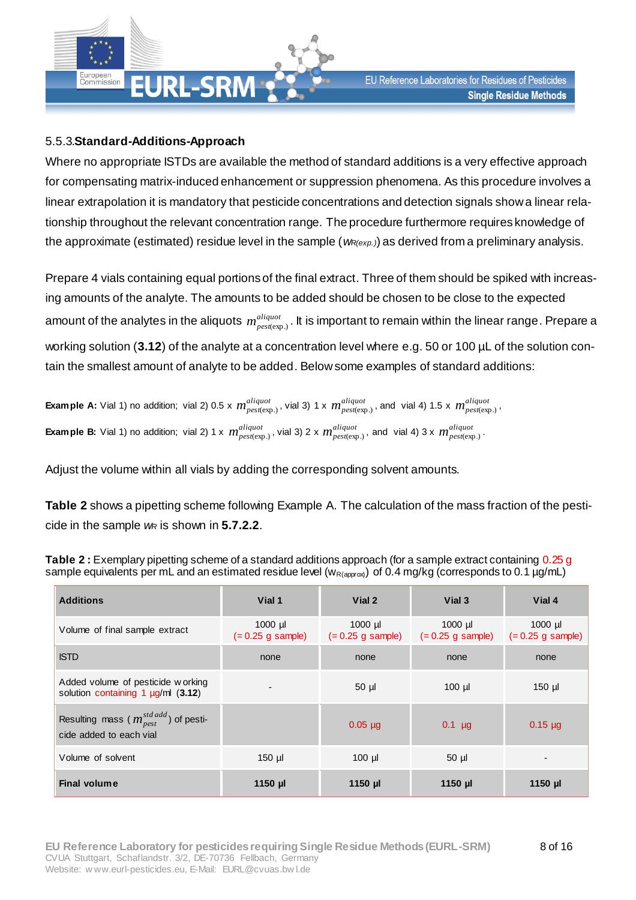### 5.5.3. **Standard-Additions-Approach**

Where no appropriate ISTDs are available the method of standard additions is a very effective approach for compensating matrix-induced enhancement or suppression phenomena. As this procedure involves a linear extrapolation it is mandatory that pesticide concentrations and detection signals show a linear relationship throughout the relevant concentration range. The procedure furthermore requires knowledge of the approximate (estimated) residue level in the sample ($w_{R(exp.)}$) as derived from a preliminary analysis.

Prepare 4 vials containing equal portions of the final extract. Three of them should be spiked with increasing amounts of the analyte. The amounts to be added should be chosen to be close to the expected amount of the analytes in the aliquots $m^{aliquot}_{pest(exp.)}$. It is important to remain within the linear range. Prepare a working solution (**3.12**) of the analyte at a concentration level where e.g. 50 or 100 µL of the solution contain the smallest amount of analyte to be added. Below some examples of standard additions:

**Example A:** Vial 1) no addition; vial 2) 0.5 x $m^{aliquot}_{pest(exp.)}$, vial 3) 1 x $m^{aliquot}_{pest(exp.)}$, and vial 4) 1.5 x $m^{aliquot}_{pest(exp.)}$,

**Example B:** Vial 1) no addition; vial 2) 1 x $m^{aliquot}_{pest(exp.)}$, vial 3) 2 x $m^{aliquot}_{pest(exp.)}$, and vial 4) 3 x $m^{aliquot}_{pest(exp.)}$.

Adjust the volume within all vials by adding the corresponding solvent amounts.

**Table 2** shows a pipetting scheme following Example A. The calculation of the mass fraction of the pesticide in the sample $w_R$ is shown in **5.7.2.2**.

**Table 2 :** Exemplary pipetting scheme of a standard additions approach (for a sample extract containing 0.25 g sample equivalents per mL and an estimated residue level ($w_{R(approx)}$) of 0.4 mg/kg (corresponds to 0.1 µg/mL)

| **Additions** | **Vial 1** | **Vial 2** | **Vial 3** | **Vial 4** |
|---|---|---|---|---|
| Volume of final sample extract | 1000 µl (= 0.25 g sample) | 1000 µl (= 0.25 g sample) | 1000 µl (= 0.25 g sample) | 1000 µl (= 0.25 g sample) |
| ISTD | none | none | none | none |
| Added volume of pesticide working solution containing 1 µg/ml (**3.12**) | - | 50 µl | 100 µl | 150 µl |
| Resulting mass ($m^{std\,add}_{pest}$) of pesticide added to each vial | | 0.05 µg | 0.1 µg | 0.15 µg |
| Volume of solvent | 150 µl | 100 µl | 50 µl | - |
| **Final volume** | **1150 µl** | **1150 µl** | **1150 µl** | **1150 µl** |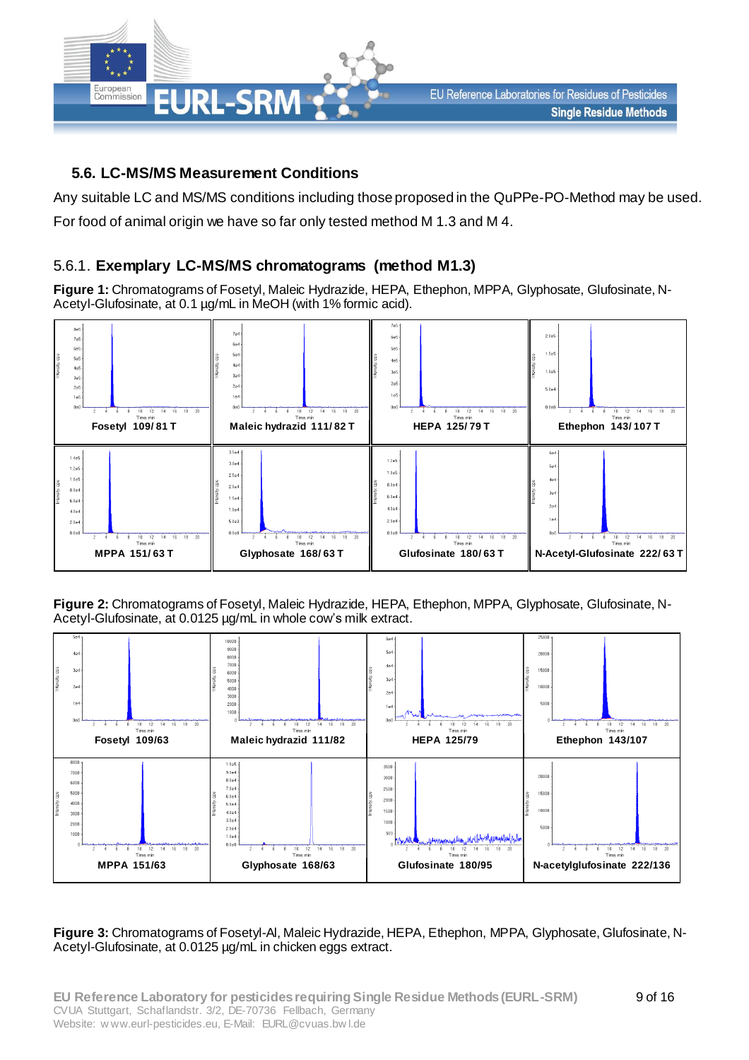### 5.6. LC-MS/MS Measurement Conditions

Any suitable LC and MS/MS conditions including those proposed in the QuPPe-PO-Method may be used. For food of animal origin we have so far only tested method M 1.3 and M 4.

#### 5.6.1. Exemplary LC-MS/MS chromatograms (method M1.3)

**Figure 1:** Chromatograms of Fosetyl, Maleic Hydrazide, HEPA, Ethephon, MPPA, Glyphosate, Glufosinate, N-Acetyl-Glufosinate, at 0.1 µg/mL in MeOH (with 1% formic acid).

| Fosetyl 109/81 T | Maleic hydrazid 111/82 T | HEPA 125/79 T | Ethephon 143/107 T |
|---|---|---|---|
| MPPA 151/63 T | Glyphosate 168/63 T | Glufosinate 180/63 T | N-Acetyl-Glufosinate 222/63 T |

**Figure 2:** Chromatograms of Fosetyl, Maleic Hydrazide, HEPA, Ethephon, MPPA, Glyphosate, Glufosinate, N-Acetyl-Glufosinate, at 0.0125 µg/mL in whole cow's milk extract.

| Fosetyl 109/63 | Maleic hydrazid 111/82 | HEPA 125/79 | Ethephon 143/107 |
|---|---|---|---|
| MPPA 151/63 | Glyphosate 168/63 | Glufosinate 180/95 | N-acetylglufosinate 222/136 |

**Figure 3:** Chromatograms of Fosetyl-Al, Maleic Hydrazide, HEPA, Ethephon, MPPA, Glyphosate, Glufosinate, N-Acetyl-Glufosinate, at 0.0125 µg/mL in chicken eggs extract.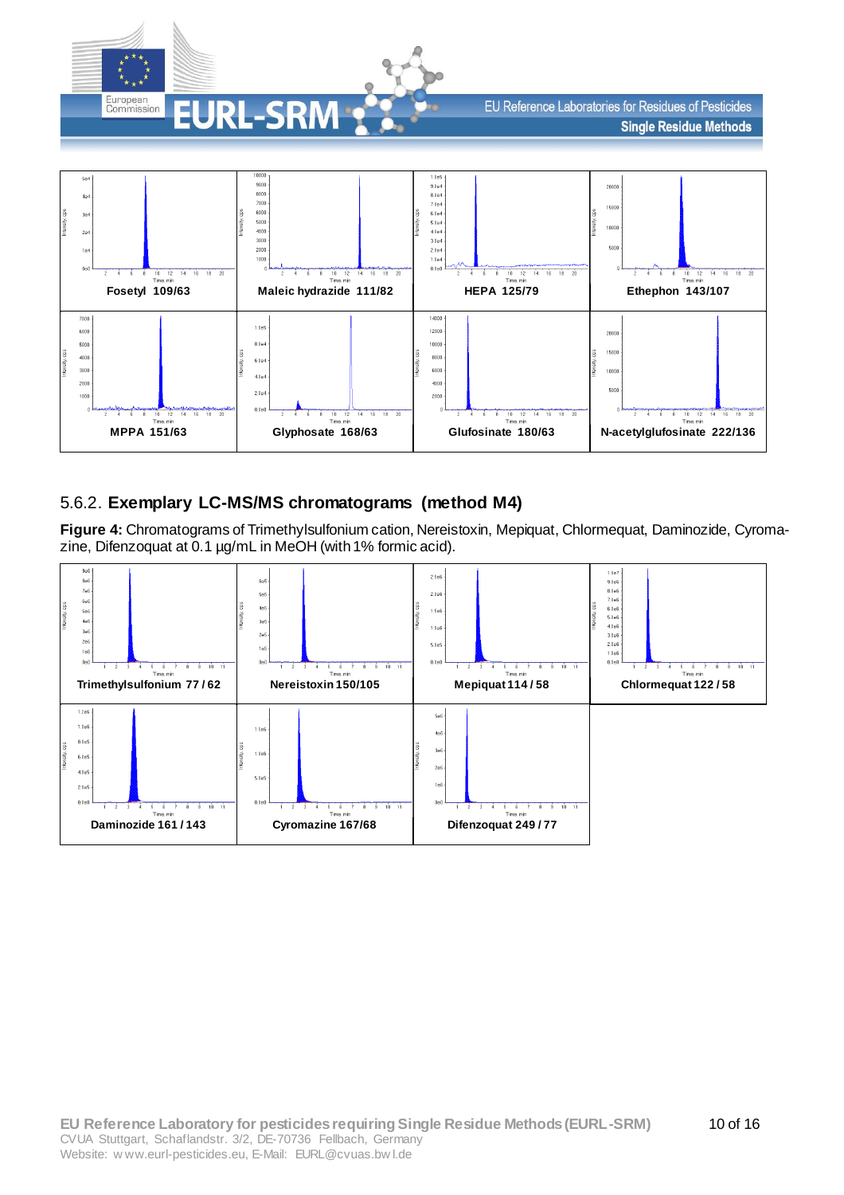| Fosetyl 109/63 | Maleic hydrazide 111/82 | HEPA 125/79 | Ethephon 143/107 |
| --- | --- | --- | --- |
| MPPA 151/63 | Glyphosate 168/63 | Glufosinate 180/63 | N-acetylglufosinate 222/136 |

### 5.6.2. **Exemplary LC-MS/MS chromatograms (method M4)**

**Figure 4:** Chromatograms of Trimethylsulfonium cation, Nereistoxin, Mepiquat, Chlormequat, Daminozide, Cyromazine, Difenzoquat at 0.1 µg/mL in MeOH (with 1% formic acid).

| Trimethylsulfonium 77 / 62 | Nereistoxin 150/105 | Mepiquat 114 / 58 | Chlormequat 122 / 58 |
| --- | --- | --- | --- |
| Daminozide 161 / 143 | Cyromazine 167/68 | Difenzoquat 249 / 77 | |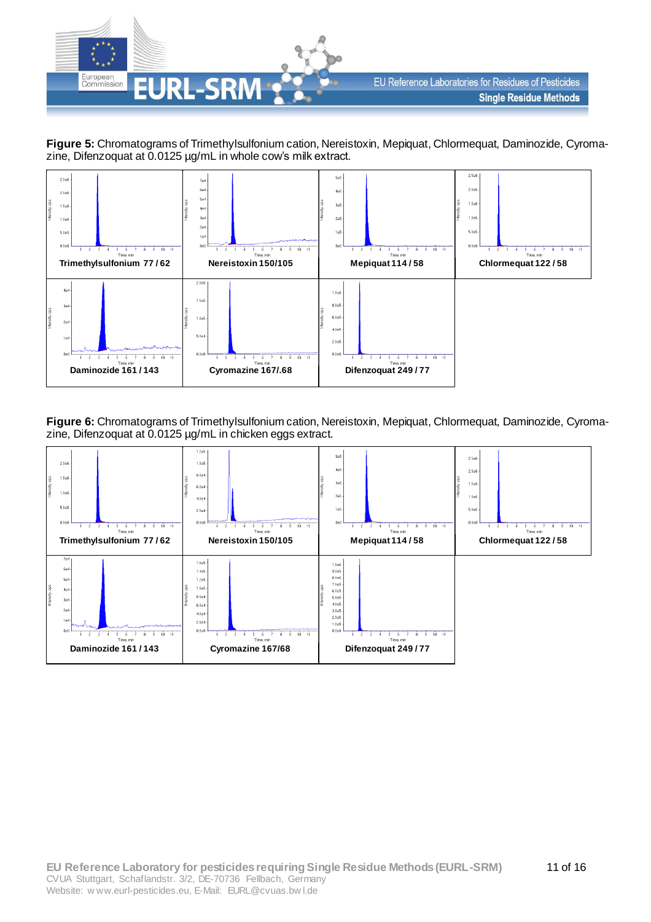**Figure 5:** Chromatograms of Trimethylsulfonium cation, Nereistoxin, Mepiquat, Chlormequat, Daminozide, Cyromazine, Difenzoquat at 0.0125 µg/mL in whole cow's milk extract.

| Trimethylsulfonium 77 / 62 | Nereistoxin 150/105 | Mepiquat 114 / 58 | Chlormequat 122 / 58 |
|---|---|---|---|
| Daminozide 161 / 143 | Cyromazine 167/.68 | Difenzoquat 249 / 77 | |

**Figure 6:** Chromatograms of Trimethylsulfonium cation, Nereistoxin, Mepiquat, Chlormequat, Daminozide, Cyromazine, Difenzoquat at 0.0125 µg/mL in chicken eggs extract.

| Trimethylsulfonium 77 / 62 | Nereistoxin 150/105 | Mepiquat 114 / 58 | Chlormequat 122 / 58 |
|---|---|---|---|
| Daminozide 161 / 143 | Cyromazine 167/68 | Difenzoquat 249 / 77 | |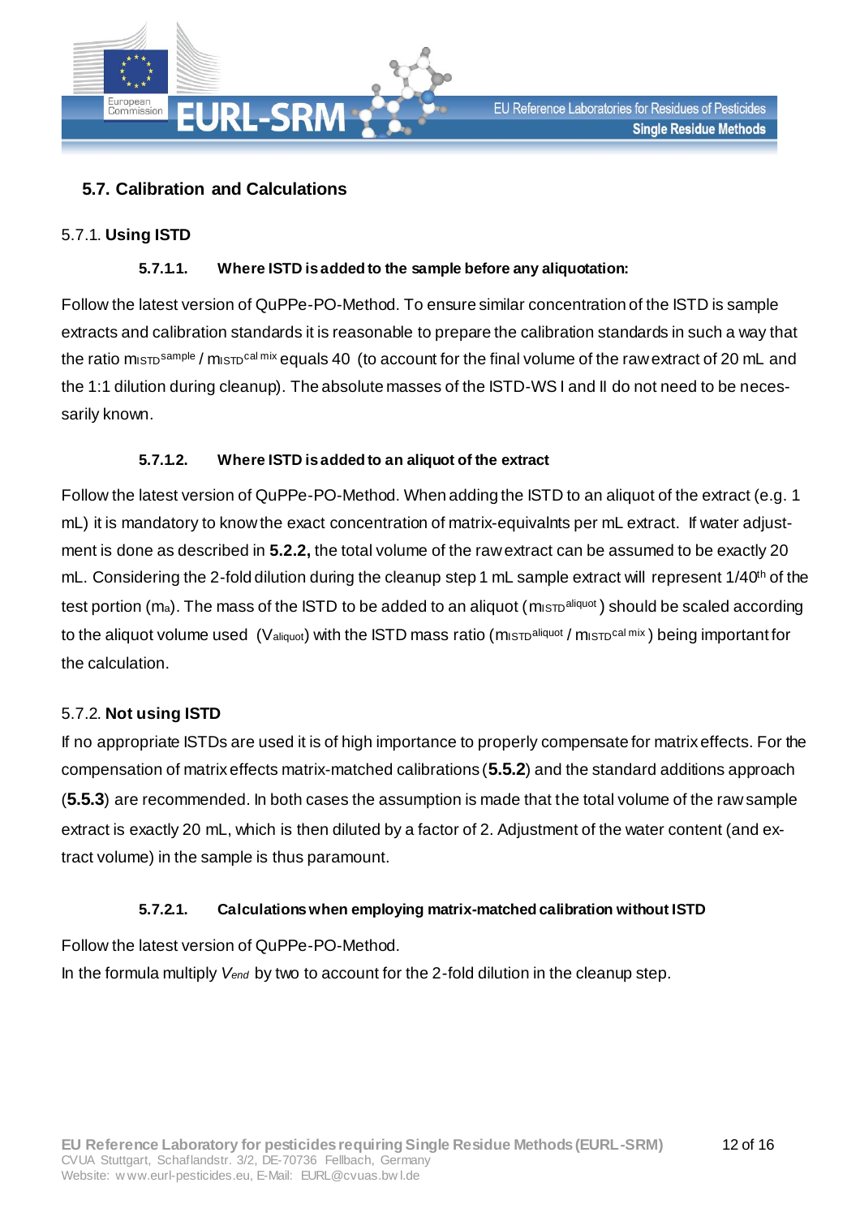## 5.7. Calibration and Calculations

### 5.7.1. **Using ISTD**

#### 5.7.1.1. Where ISTD is added to the sample before any aliquotation:

Follow the latest version of QuPPe-PO-Method. To ensure similar concentration of the ISTD is sample extracts and calibration standards it is reasonable to prepare the calibration standards in such a way that the ratio $m_{ISTD}^{sample}$ / $m_{ISTD}^{cal\ mix}$ equals 40 (to account for the final volume of the raw extract of 20 mL and the 1:1 dilution during cleanup). The absolute masses of the ISTD-WS I and II do not need to be necessarily known.

#### 5.7.1.2. Where ISTD is added to an aliquot of the extract

Follow the latest version of QuPPe-PO-Method. When adding the ISTD to an aliquot of the extract (e.g. 1 mL) it is mandatory to know the exact concentration of matrix-equivalnts per mL extract. If water adjustment is done as described in **5.2.2,** the total volume of the raw extract can be assumed to be exactly 20 mL. Considering the 2-fold dilution during the cleanup step 1 mL sample extract will represent 1/40th of the test portion ($m_a$). The mass of the ISTD to be added to an aliquot ($m_{ISTD}^{aliquot}$) should be scaled according to the aliquot volume used ($V_{aliquot}$) with the ISTD mass ratio ($m_{ISTD}^{aliquot}$ / $m_{ISTD}^{cal\ mix}$) being important for the calculation.

### 5.7.2. **Not using ISTD**

If no appropriate ISTDs are used it is of high importance to properly compensate for matrix effects. For the compensation of matrix effects matrix-matched calibrations (**5.5.2**) and the standard additions approach (**5.5.3**) are recommended. In both cases the assumption is made that the total volume of the raw sample extract is exactly 20 mL, which is then diluted by a factor of 2. Adjustment of the water content (and extract volume) in the sample is thus paramount.

#### 5.7.2.1. Calculations when employing matrix-matched calibration without ISTD

Follow the latest version of QuPPe-PO-Method.
In the formula multiply $V_{end}$ by two to account for the 2-fold dilution in the cleanup step.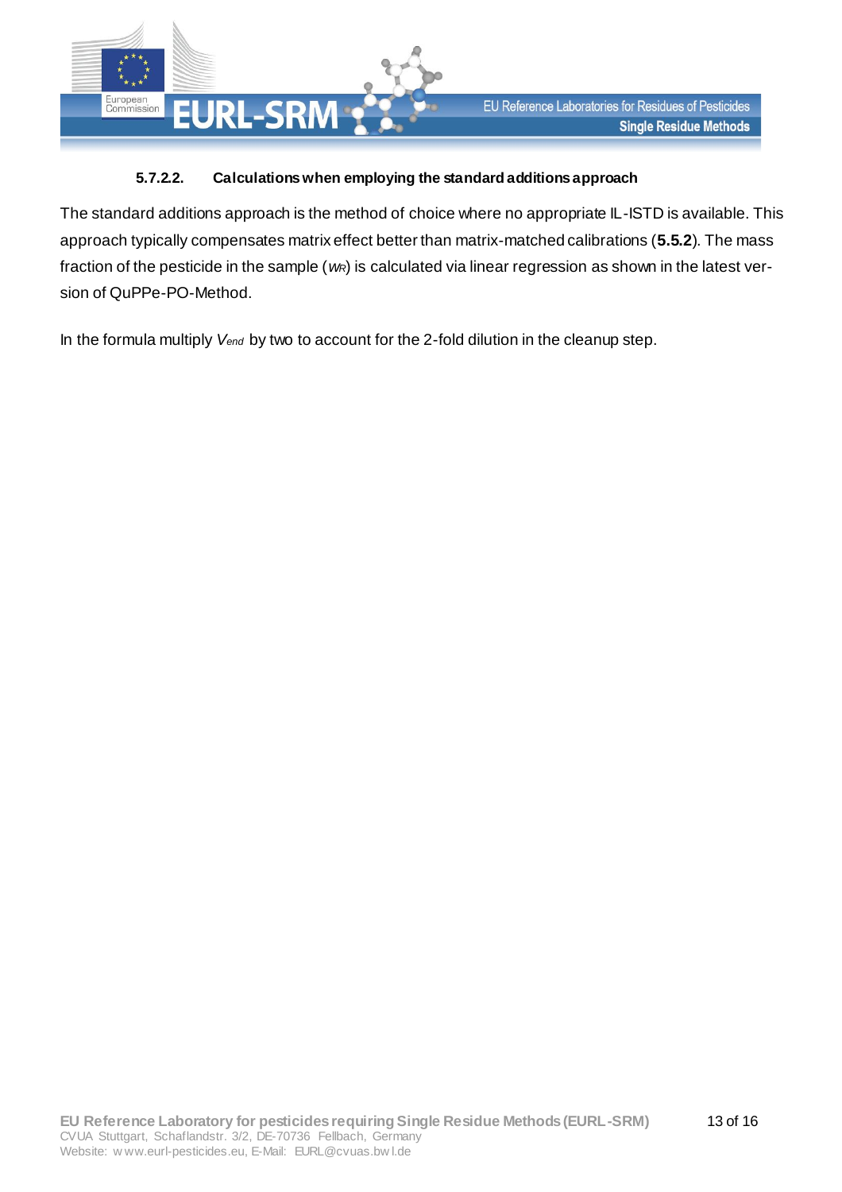#### 5.7.2.2. Calculations when employing the standard additions approach

The standard additions approach is the method of choice where no appropriate IL-ISTD is available. This approach typically compensates matrix effect better than matrix-matched calibrations (**5.5.2**). The mass fraction of the pesticide in the sample ($w_R$) is calculated via linear regression as shown in the latest version of QuPPe-PO-Method.

In the formula multiply $V_{end}$ by two to account for the 2-fold dilution in the cleanup step.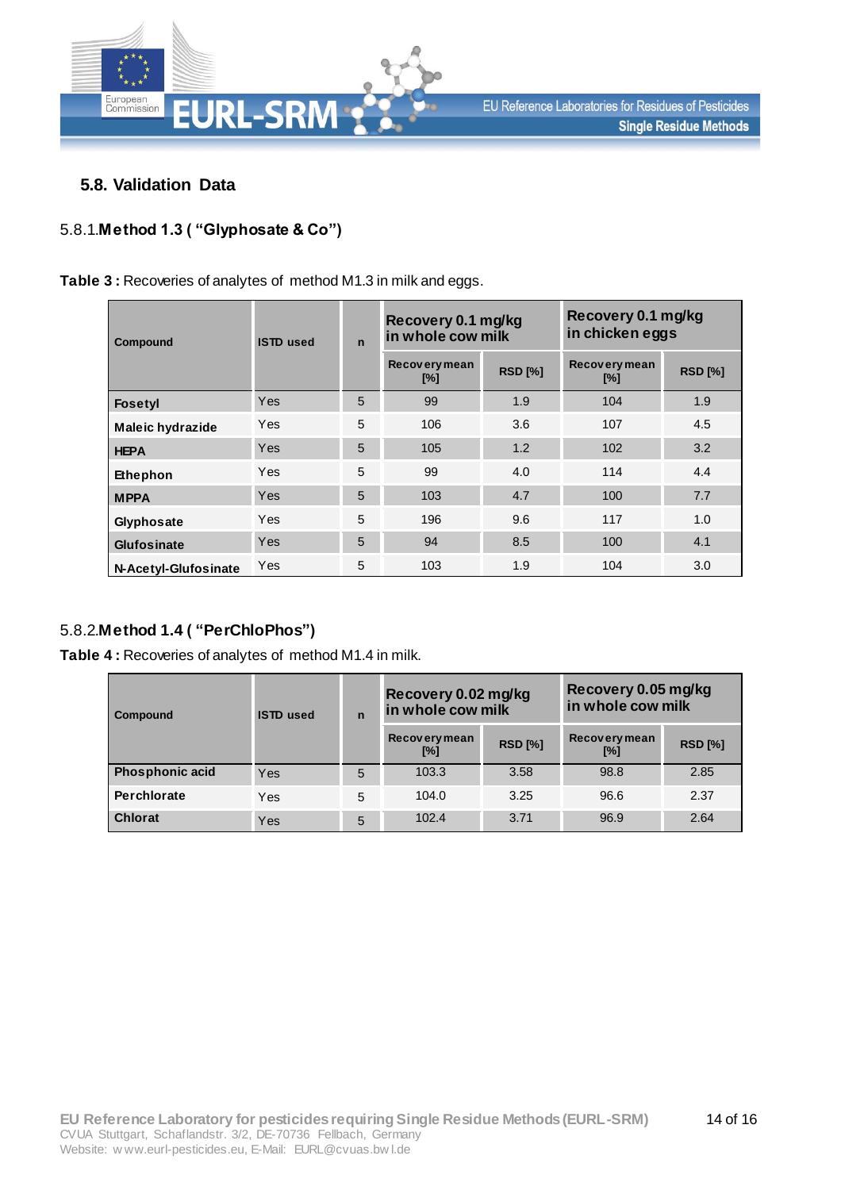### 5.8. Validation Data

#### 5.8.1. **Method 1.3 ( "Glyphosate & Co")**

**Table 3 :** Recoveries of analytes of method M1.3 in milk and eggs.

| Compound | ISTD used | n | Recovery 0.1 mg/kg in whole cow milk | | Recovery 0.1 mg/kg in chicken eggs | |
|---|---|---|---|---|---|---|
| | | | Recovery mean [%] | RSD [%] | Recovery mean [%] | RSD [%] |
| **Fosetyl** | Yes | 5 | 99 | 1.9 | 104 | 1.9 |
| **Maleic hydrazide** | Yes | 5 | 106 | 3.6 | 107 | 4.5 |
| **HEPA** | Yes | 5 | 105 | 1.2 | 102 | 3.2 |
| **Ethephon** | Yes | 5 | 99 | 4.0 | 114 | 4.4 |
| **MPPA** | Yes | 5 | 103 | 4.7 | 100 | 7.7 |
| **Glyphosate** | Yes | 5 | 196 | 9.6 | 117 | 1.0 |
| **Glufosinate** | Yes | 5 | 94 | 8.5 | 100 | 4.1 |
| **N-Acetyl-Glufosinate** | Yes | 5 | 103 | 1.9 | 104 | 3.0 |

#### 5.8.2. **Method 1.4 ( "PerChloPhos")**

**Table 4 :** Recoveries of analytes of method M1.4 in milk.

| Compound | ISTD used | n | Recovery 0.02 mg/kg in whole cow milk | | Recovery 0.05 mg/kg in whole cow milk | |
|---|---|---|---|---|---|---|
| | | | Recovery mean [%] | RSD [%] | Recovery mean [%] | RSD [%] |
| **Phosphonic acid** | Yes | 5 | 103.3 | 3.58 | 98.8 | 2.85 |
| **Perchlorate** | Yes | 5 | 104.0 | 3.25 | 96.6 | 2.37 |
| **Chlorat** | Yes | 5 | 102.4 | 3.71 | 96.9 | 2.64 |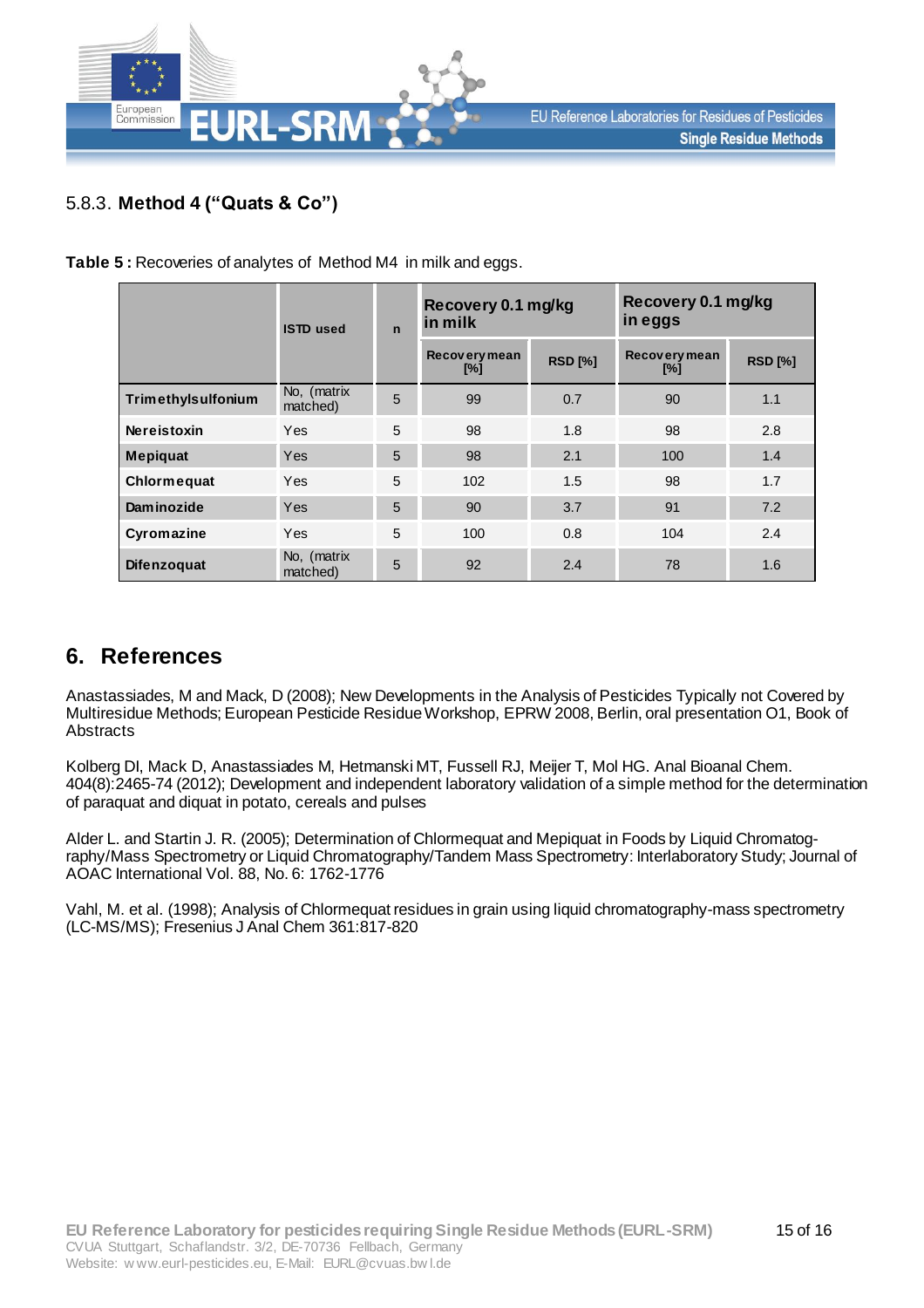### 5.8.3. **Method 4 ("Quats & Co")**

**Table 5 :** Recoveries of analytes of Method M4 in milk and eggs.

| | ISTD used | n | Recovery 0.1 mg/kg in milk | | Recovery 0.1 mg/kg in eggs | |
|---|---|---|---|---|---|---|
| | | | Recovery mean [%] | RSD [%] | Recovery mean [%] | RSD [%] |
| **Trimethylsulfonium** | No, (matrix matched) | 5 | 99 | 0.7 | 90 | 1.1 |
| **Nereistoxin** | Yes | 5 | 98 | 1.8 | 98 | 2.8 |
| **Mepiquat** | Yes | 5 | 98 | 2.1 | 100 | 1.4 |
| **Chlormequat** | Yes | 5 | 102 | 1.5 | 98 | 1.7 |
| **Daminozide** | Yes | 5 | 90 | 3.7 | 91 | 7.2 |
| **Cyromazine** | Yes | 5 | 100 | 0.8 | 104 | 2.4 |
| **Difenzoquat** | No, (matrix matched) | 5 | 92 | 2.4 | 78 | 1.6 |

## 6. References

Anastassiades, M and Mack, D (2008); New Developments in the Analysis of Pesticides Typically not Covered by Multiresidue Methods; European Pesticide Residue Workshop, EPRW 2008, Berlin, oral presentation O1, Book of Abstracts

Kolberg DI, Mack D, Anastassiades M, Hetmanski MT, Fussell RJ, Meijer T, Mol HG. Anal Bioanal Chem. 404(8):2465-74 (2012); Development and independent laboratory validation of a simple method for the determination of paraquat and diquat in potato, cereals and pulses

Alder L. and Startin J. R. (2005); Determination of Chlormequat and Mepiquat in Foods by Liquid Chromatography/Mass Spectrometry or Liquid Chromatography/Tandem Mass Spectrometry: Interlaboratory Study; Journal of AOAC International Vol. 88, No. 6: 1762-1776

Vahl, M. et al. (1998); Analysis of Chlormequat residues in grain using liquid chromatography-mass spectrometry (LC-MS/MS); Fresenius J Anal Chem 361:817-820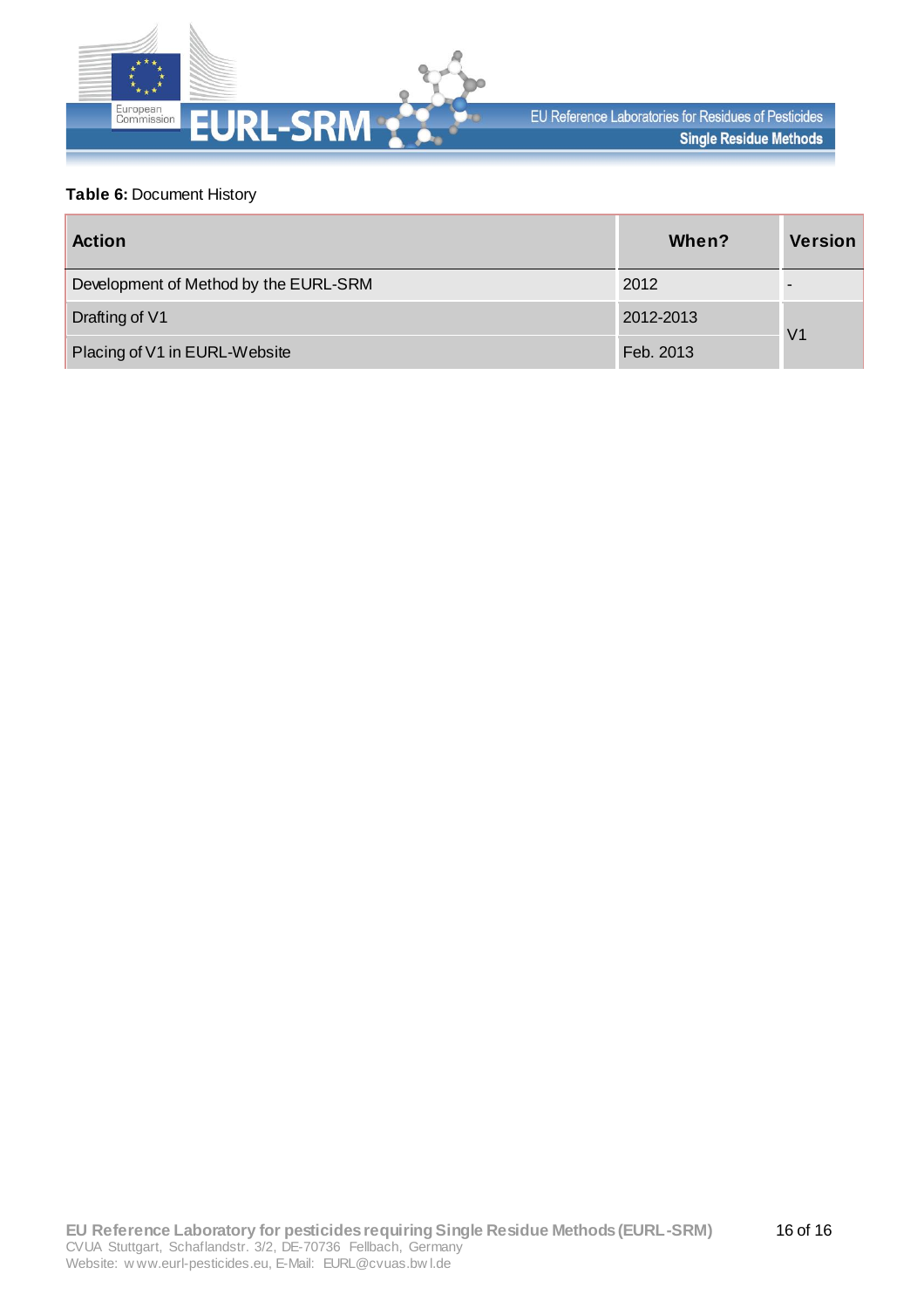**Table 6:** Document History

| Action | When? | Version |
|---|---|---|
| Development of Method by the EURL-SRM | 2012 | - |
| Drafting of V1 | 2012-2013 | V1 |
| Placing of V1 in EURL-Website | Feb. 2013 | |